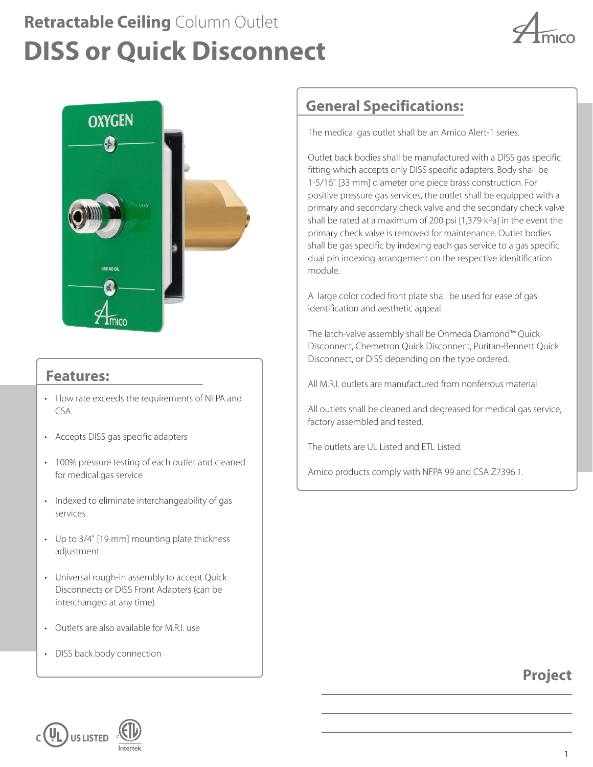# Retractable Ceiling Column Outlet

# DISS or Quick Disconnect

## Features:

- Flow rate exceeds the requirements of NFPA and CSA
- Accepts DISS gas specific adapters
- 100% pressure testing of each outlet and cleaned for medical gas service
- Indexed to eliminate interchangeability of gas services
- Up to 3/4" [19 mm] mounting plate thickness adjustment
- Universal rough-in assembly to accept Quick Disconnects or DISS Front Adapters (can be interchanged at any time)
- Outlets are also available for M.R.I. use
- DISS back body connection

## General Specifications:

The medical gas outlet shall be an Amico Alert-1 series.

Outlet back bodies shall be manufactured with a DISS gas specific fitting which accepts only DISS specific adapters. Body shall be 1-5/16" [33 mm] diameter one piece brass construction. For positive pressure gas services, the outlet shall be equipped with a primary and secondary check valve and the secondary check valve shall be rated at a maximum of 200 psi [1,379 kPa] in the event the primary check valve is removed for maintenance. Outlet bodies shall be gas specific by indexing each gas service to a gas specific dual pin indexing arrangement on the respective idenitification module.

A large color coded front plate shall be used for ease of gas identification and aesthetic appeal.

The latch-valve assembly shall be Ohmeda Diamond™ Quick Disconnect, Chemetron Quick Disconnect, Puritan-Bennett Quick Disconnect, or DISS depending on the type ordered.

All M.R.I. outlets are manufactured from nonferrous material.

All outlets shall be cleaned and degreased for medical gas service, factory assembled and tested.

The outlets are UL Listed and ETL Listed.

Amico products comply with NFPA 99 and CSA Z7396.1.

c UL US LISTED

c ETL Intertek

## Project

______________________________

______________________________

______________________________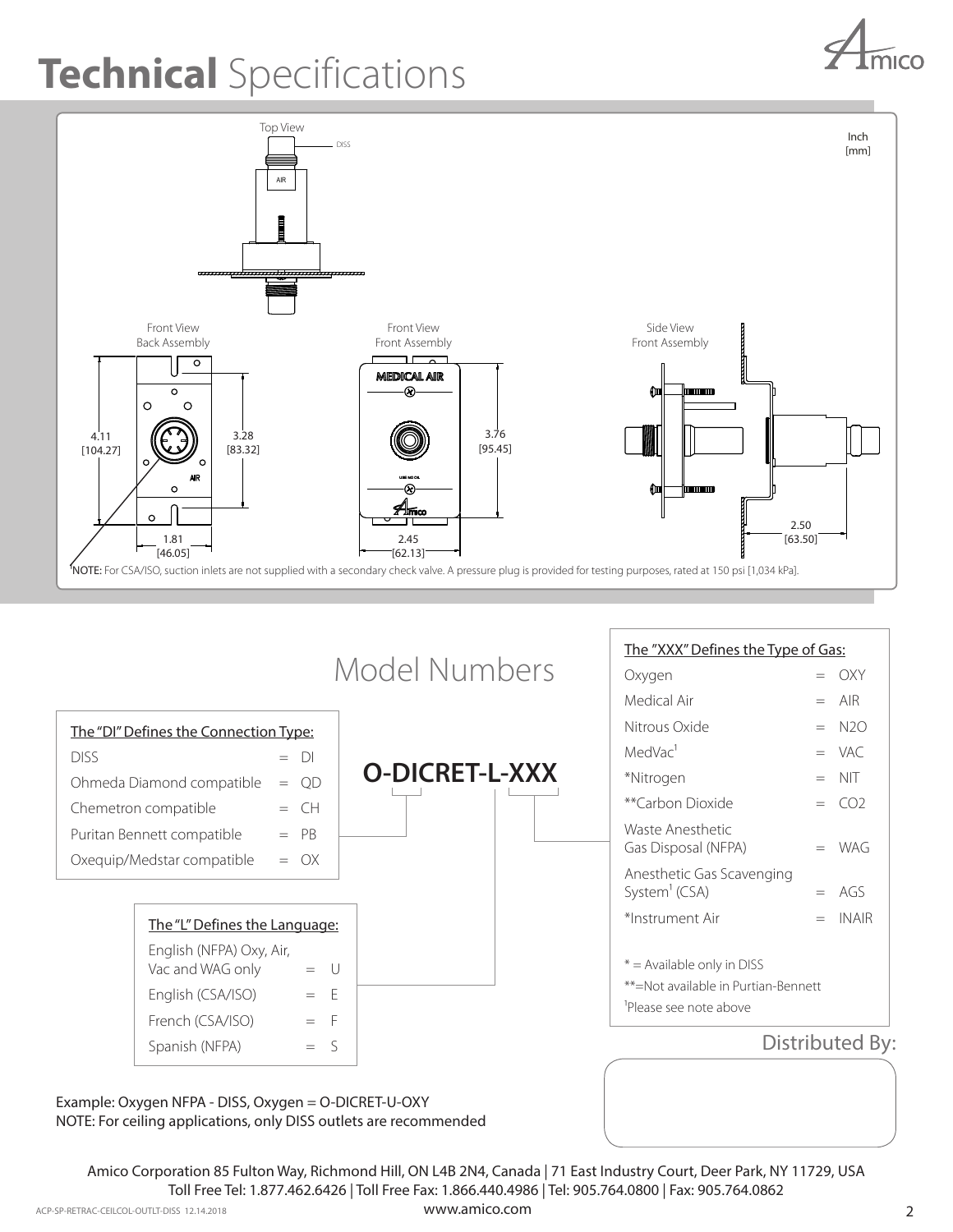# **Technical** Specifications

Top View

DISS

AIR

Inch
[mm]

Front View
Back Assembly

4.11
[104.27]

3.28
[83.32]

AIR

1.81
[46.05]

Front View
Front Assembly

MEDICAL AIR

3.76
[95.45]

2.45
[62.13]

Side View
Front Assembly

2.50
[63.50]

**NOTE:** For CSA/ISO, suction inlets are not supplied with a secondary check valve. A pressure plug is provided for testing purposes, rated at 150 psi [1,034 kPa].

## Model Numbers

**O-DICRET-L-XXX**

The "DI" Defines the Connection Type:

| | | |
|---|---|---|
| DISS | = | DI |
| Ohmeda Diamond compatible | = | QD |
| Chemetron compatible | = | CH |
| Puritan Bennett compatible | = | PB |
| Oxequip/Medstar compatible | = | OX |

The "L" Defines the Language:

| | | |
|---|---|---|
| English (NFPA) Oxy, Air, Vac and WAG only | = | U |
| English (CSA/ISO) | = | E |
| French (CSA/ISO) | = | F |
| Spanish (NFPA) | = | S |

The "XXX" Defines the Type of Gas:

| | | |
|---|---|---|
| Oxygen | = | OXY |
| Medical Air | = | AIR |
| Nitrous Oxide | = | N2O |
| MedVac[1] | = | VAC |
| *Nitrogen | = | NIT |
| **Carbon Dioxide | = | CO2 |
| Waste Anesthetic Gas Disposal (NFPA) | = | WAG |
| Anesthetic Gas Scavenging System[1] (CSA) | = | AGS |
| *Instrument Air | = | INAIR |

* = Available only in DISS

**=Not available in Purtian-Bennett

[1]Please see note above

Example: Oxygen NFPA - DISS, Oxygen = O-DICRET-U-OXY

NOTE: For ceiling applications, only DISS outlets are recommended

Distributed By:

Amico Corporation 85 Fulton Way, Richmond Hill, ON L4B 2N4, Canada | 71 East Industry Court, Deer Park, NY 11729, USA

Toll Free Tel: 1.877.462.6426 | Toll Free Fax: 1.866.440.4986 | Tel: 905.764.0800 | Fax: 905.764.0862

www.amico.com

ACP-SP-RETRAC-CEILCOL-OUTLT-DISS 12.14.2018